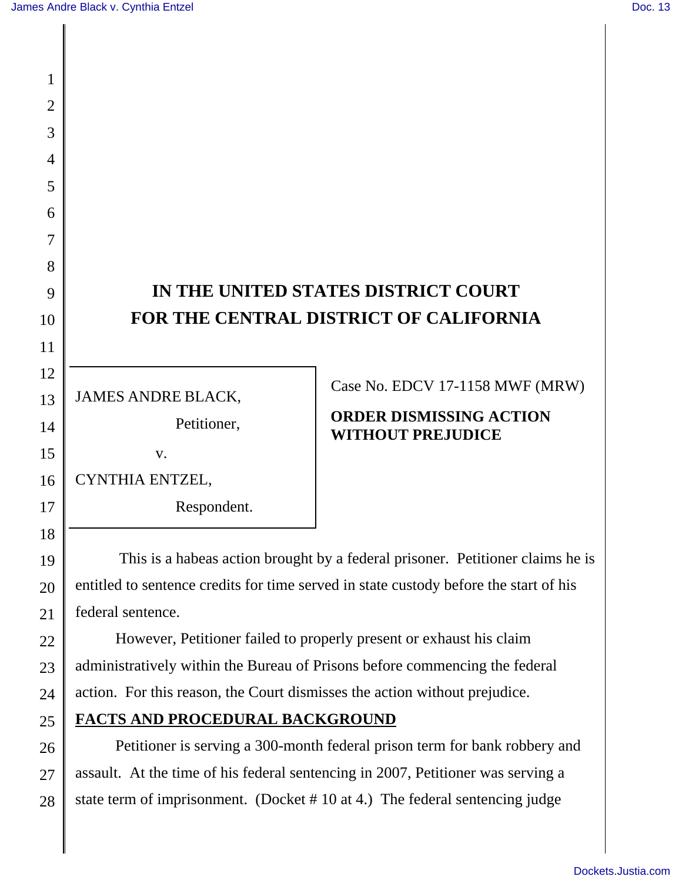# IN THE UNITED STATES DISTRICT COURT
# FOR THE CENTRAL DISTRICT OF CALIFORNIA

| | |
|---|---|
| JAMES ANDRE BLACK,<br>Petitioner,<br>v.<br>CYNTHIA ENTZEL,<br>Respondent. | Case No. EDCV 17-1158 MWF (MRW)<br>**ORDER DISMISSING ACTION WITHOUT PREJUDICE** |

This is a habeas action brought by a federal prisoner. Petitioner claims he is entitled to sentence credits for time served in state custody before the start of his federal sentence.

However, Petitioner failed to properly present or exhaust his claim administratively within the Bureau of Prisons before commencing the federal action. For this reason, the Court dismisses the action without prejudice.

## FACTS AND PROCEDURAL BACKGROUND

Petitioner is serving a 300-month federal prison term for bank robbery and assault. At the time of his federal sentencing in 2007, Petitioner was serving a state term of imprisonment. (Docket # 10 at 4.) The federal sentencing judge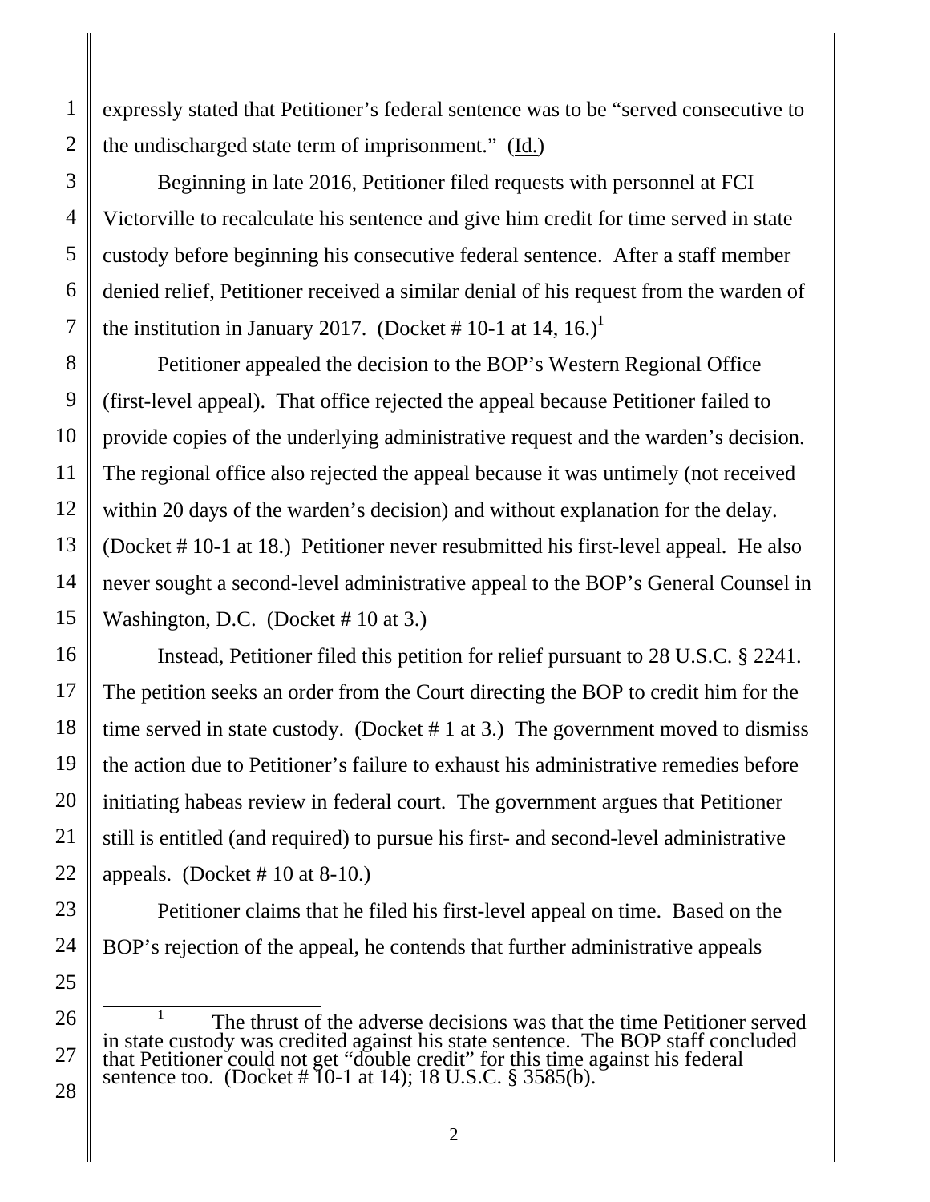expressly stated that Petitioner's federal sentence was to be "served consecutive to the undischarged state term of imprisonment." (Id.)

Beginning in late 2016, Petitioner filed requests with personnel at FCI Victorville to recalculate his sentence and give him credit for time served in state custody before beginning his consecutive federal sentence. After a staff member denied relief, Petitioner received a similar denial of his request from the warden of the institution in January 2017. (Docket # 10-1 at 14, 16.)[1]

Petitioner appealed the decision to the BOP's Western Regional Office (first-level appeal). That office rejected the appeal because Petitioner failed to provide copies of the underlying administrative request and the warden's decision. The regional office also rejected the appeal because it was untimely (not received within 20 days of the warden's decision) and without explanation for the delay. (Docket # 10-1 at 18.) Petitioner never resubmitted his first-level appeal. He also never sought a second-level administrative appeal to the BOP's General Counsel in Washington, D.C. (Docket # 10 at 3.)

Instead, Petitioner filed this petition for relief pursuant to 28 U.S.C. § 2241. The petition seeks an order from the Court directing the BOP to credit him for the time served in state custody. (Docket # 1 at 3.) The government moved to dismiss the action due to Petitioner's failure to exhaust his administrative remedies before initiating habeas review in federal court. The government argues that Petitioner still is entitled (and required) to pursue his first- and second-level administrative appeals. (Docket # 10 at 8-10.)

Petitioner claims that he filed his first-level appeal on time. Based on the BOP's rejection of the appeal, he contends that further administrative appeals

---

[1] The thrust of the adverse decisions was that the time Petitioner served in state custody was credited against his state sentence. The BOP staff concluded that Petitioner could not get "double credit" for this time against his federal sentence too. (Docket # 10-1 at 14); 18 U.S.C. § 3585(b).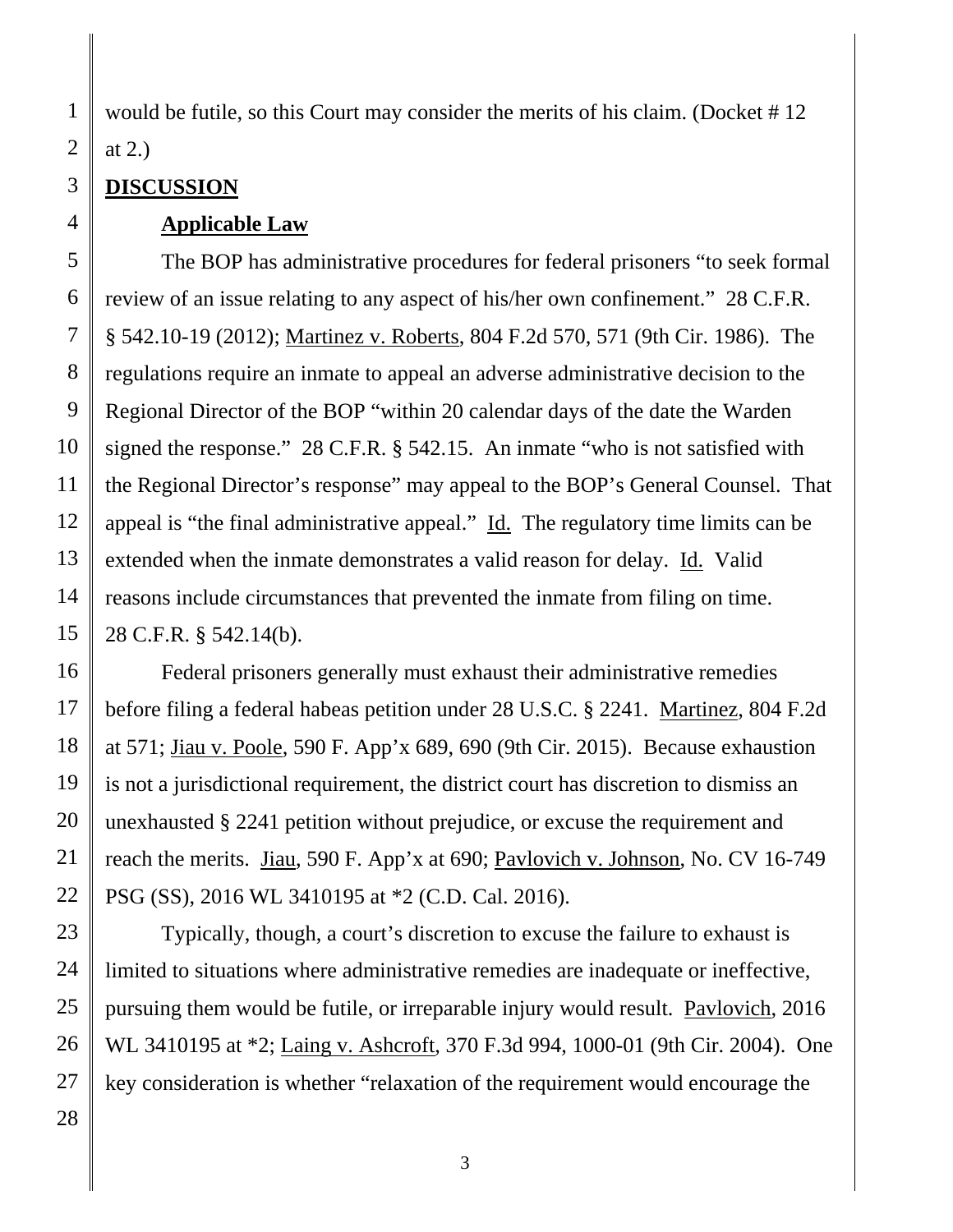would be futile, so this Court may consider the merits of his claim. (Docket # 12 at 2.)

## DISCUSSION

### Applicable Law

The BOP has administrative procedures for federal prisoners "to seek formal review of an issue relating to any aspect of his/her own confinement." 28 C.F.R. § 542.10-19 (2012); Martinez v. Roberts, 804 F.2d 570, 571 (9th Cir. 1986). The regulations require an inmate to appeal an adverse administrative decision to the Regional Director of the BOP "within 20 calendar days of the date the Warden signed the response." 28 C.F.R. § 542.15. An inmate "who is not satisfied with the Regional Director's response" may appeal to the BOP's General Counsel. That appeal is "the final administrative appeal." Id. The regulatory time limits can be extended when the inmate demonstrates a valid reason for delay. Id. Valid reasons include circumstances that prevented the inmate from filing on time. 28 C.F.R. § 542.14(b).

Federal prisoners generally must exhaust their administrative remedies before filing a federal habeas petition under 28 U.S.C. § 2241. Martinez, 804 F.2d at 571; Jiau v. Poole, 590 F. App'x 689, 690 (9th Cir. 2015). Because exhaustion is not a jurisdictional requirement, the district court has discretion to dismiss an unexhausted § 2241 petition without prejudice, or excuse the requirement and reach the merits. Jiau, 590 F. App'x at 690; Pavlovich v. Johnson, No. CV 16-749 PSG (SS), 2016 WL 3410195 at *2 (C.D. Cal. 2016).

Typically, though, a court's discretion to excuse the failure to exhaust is limited to situations where administrative remedies are inadequate or ineffective, pursuing them would be futile, or irreparable injury would result. Pavlovich, 2016 WL 3410195 at *2; Laing v. Ashcroft, 370 F.3d 994, 1000-01 (9th Cir. 2004). One key consideration is whether "relaxation of the requirement would encourage the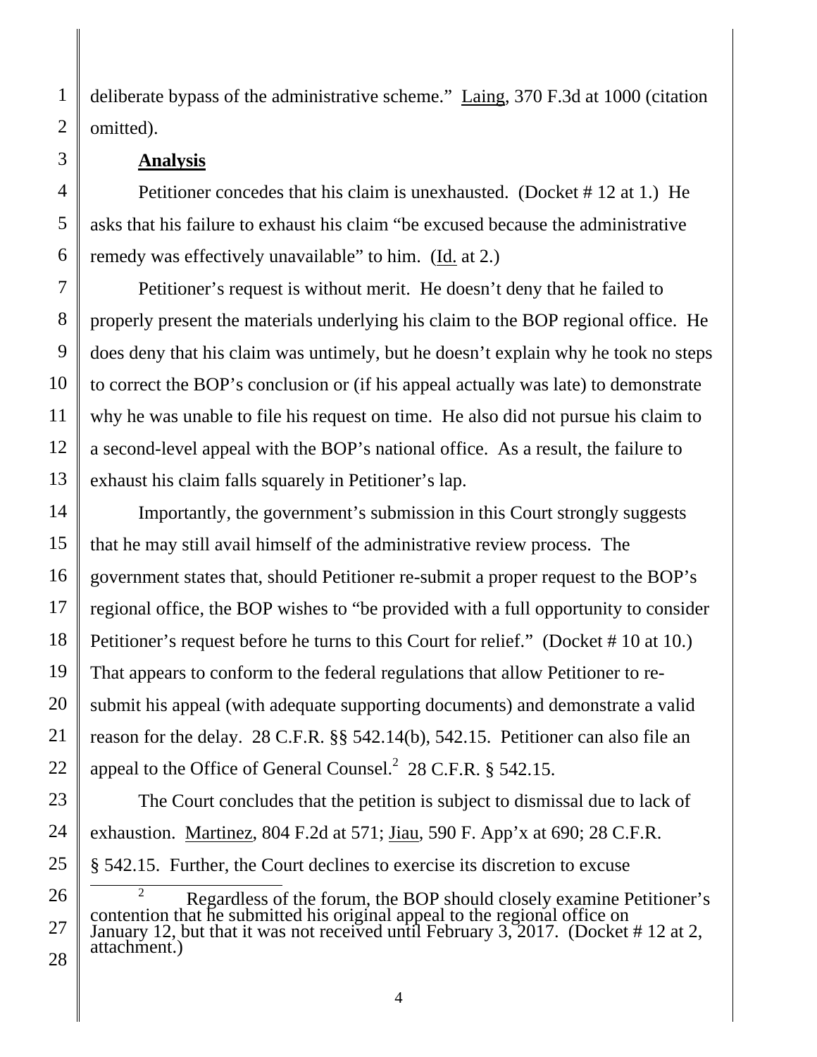deliberate bypass of the administrative scheme." Laing, 370 F.3d at 1000 (citation omitted).

**Analysis**

Petitioner concedes that his claim is unexhausted. (Docket # 12 at 1.) He asks that his failure to exhaust his claim "be excused because the administrative remedy was effectively unavailable" to him. (Id. at 2.)

Petitioner's request is without merit. He doesn't deny that he failed to properly present the materials underlying his claim to the BOP regional office. He does deny that his claim was untimely, but he doesn't explain why he took no steps to correct the BOP's conclusion or (if his appeal actually was late) to demonstrate why he was unable to file his request on time. He also did not pursue his claim to a second-level appeal with the BOP's national office. As a result, the failure to exhaust his claim falls squarely in Petitioner's lap.

Importantly, the government's submission in this Court strongly suggests that he may still avail himself of the administrative review process. The government states that, should Petitioner re-submit a proper request to the BOP's regional office, the BOP wishes to "be provided with a full opportunity to consider Petitioner's request before he turns to this Court for relief." (Docket # 10 at 10.) That appears to conform to the federal regulations that allow Petitioner to re-submit his appeal (with adequate supporting documents) and demonstrate a valid reason for the delay. 28 C.F.R. §§ 542.14(b), 542.15. Petitioner can also file an appeal to the Office of General Counsel.[2] 28 C.F.R. § 542.15.

The Court concludes that the petition is subject to dismissal due to lack of exhaustion. Martinez, 804 F.2d at 571; Jiau, 590 F. App'x at 690; 28 C.F.R. § 542.15. Further, the Court declines to exercise its discretion to excuse

---

[2] Regardless of the forum, the BOP should closely examine Petitioner's contention that he submitted his original appeal to the regional office on January 12, but that it was not received until February 3, 2017. (Docket # 12 at 2, attachment.)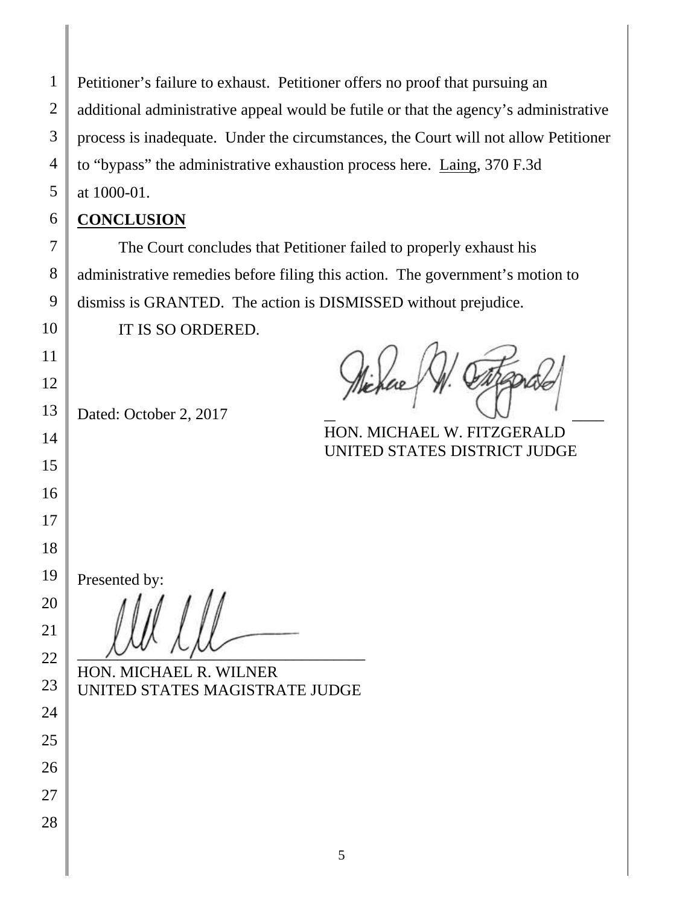Petitioner's failure to exhaust. Petitioner offers no proof that pursuing an additional administrative appeal would be futile or that the agency's administrative process is inadequate. Under the circumstances, the Court will not allow Petitioner to "bypass" the administrative exhaustion process here. Laing, 370 F.3d at 1000-01.

**CONCLUSION**

The Court concludes that Petitioner failed to properly exhaust his administrative remedies before filing this action. The government's motion to dismiss is GRANTED. The action is DISMISSED without prejudice.

IT IS SO ORDERED.

Dated: October 2, 2017

HON. MICHAEL W. FITZGERALD
UNITED STATES DISTRICT JUDGE

Presented by:

HON. MICHAEL R. WILNER
UNITED STATES MAGISTRATE JUDGE